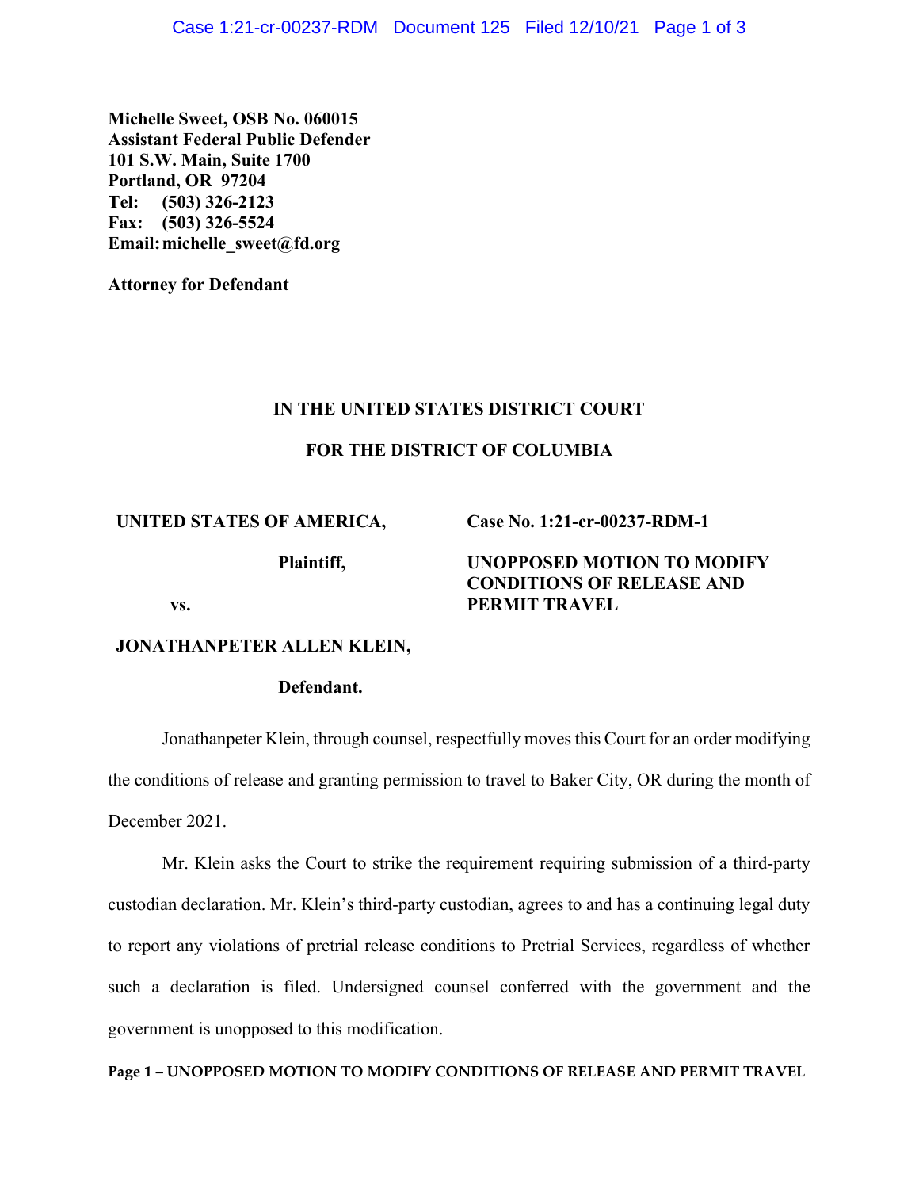**Michelle Sweet, OSB No. 060015**
**Assistant Federal Public Defender**
**101 S.W. Main, Suite 1700**
**Portland, OR 97204**
**Tel: (503) 326-2123**
**Fax: (503) 326-5524**
**Email: michelle_sweet@fd.org**

**Attorney for Defendant**

**IN THE UNITED STATES DISTRICT COURT**

**FOR THE DISTRICT OF COLUMBIA**

**UNITED STATES OF AMERICA,**

**Plaintiff,**

**vs.**

**JONATHANPETER ALLEN KLEIN,**

**Defendant.**

**Case No. 1:21-cr-00237-RDM-1**

**UNOPPOSED MOTION TO MODIFY CONDITIONS OF RELEASE AND PERMIT TRAVEL**

Jonathanpeter Klein, through counsel, respectfully moves this Court for an order modifying the conditions of release and granting permission to travel to Baker City, OR during the month of December 2021.

Mr. Klein asks the Court to strike the requirement requiring submission of a third-party custodian declaration. Mr. Klein's third-party custodian, agrees to and has a continuing legal duty to report any violations of pretrial release conditions to Pretrial Services, regardless of whether such a declaration is filed. Undersigned counsel conferred with the government and the government is unopposed to this modification.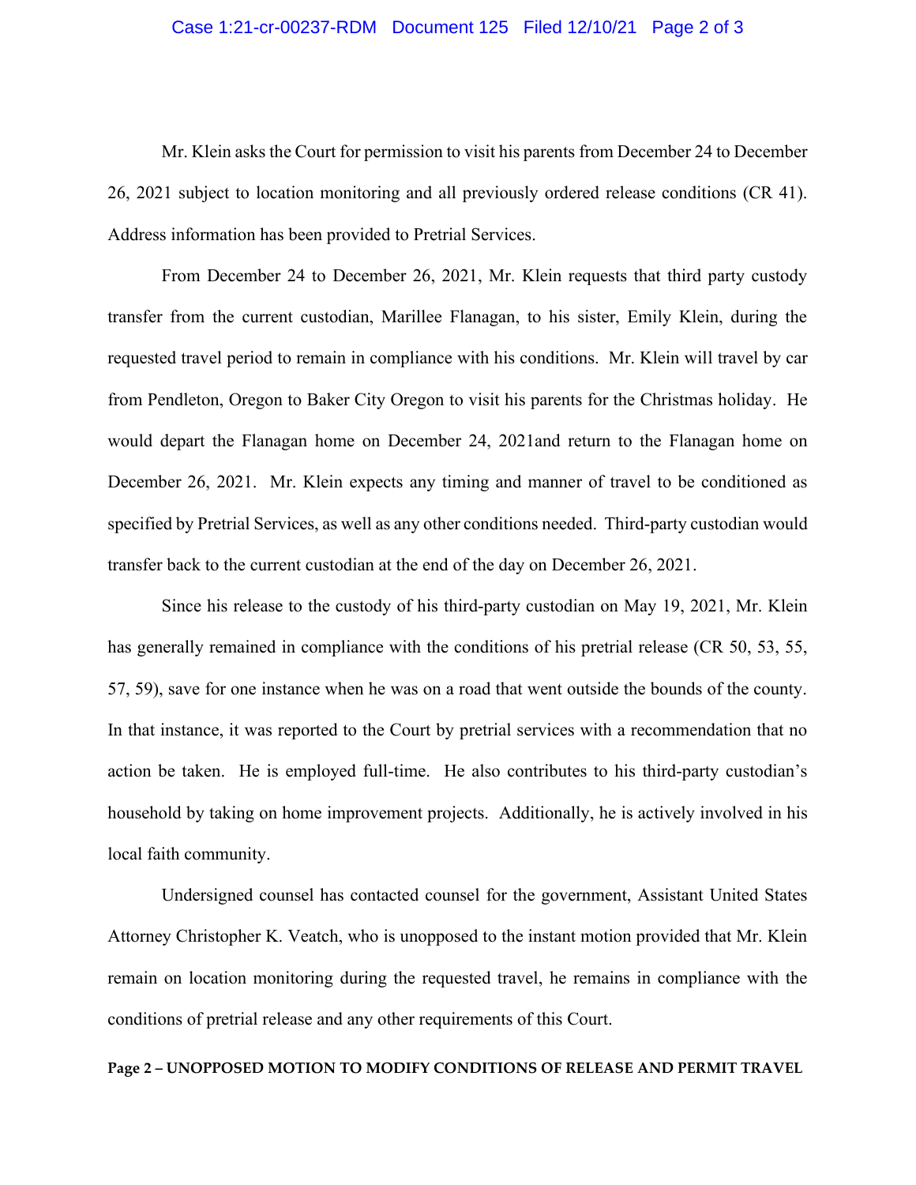Mr. Klein asks the Court for permission to visit his parents from December 24 to December 26, 2021 subject to location monitoring and all previously ordered release conditions (CR 41). Address information has been provided to Pretrial Services.

From December 24 to December 26, 2021, Mr. Klein requests that third party custody transfer from the current custodian, Marillee Flanagan, to his sister, Emily Klein, during the requested travel period to remain in compliance with his conditions. Mr. Klein will travel by car from Pendleton, Oregon to Baker City Oregon to visit his parents for the Christmas holiday. He would depart the Flanagan home on December 24, 2021and return to the Flanagan home on December 26, 2021. Mr. Klein expects any timing and manner of travel to be conditioned as specified by Pretrial Services, as well as any other conditions needed. Third-party custodian would transfer back to the current custodian at the end of the day on December 26, 2021.

Since his release to the custody of his third-party custodian on May 19, 2021, Mr. Klein has generally remained in compliance with the conditions of his pretrial release (CR 50, 53, 55, 57, 59), save for one instance when he was on a road that went outside the bounds of the county. In that instance, it was reported to the Court by pretrial services with a recommendation that no action be taken. He is employed full-time. He also contributes to his third-party custodian's household by taking on home improvement projects. Additionally, he is actively involved in his local faith community.

Undersigned counsel has contacted counsel for the government, Assistant United States Attorney Christopher K. Veatch, who is unopposed to the instant motion provided that Mr. Klein remain on location monitoring during the requested travel, he remains in compliance with the conditions of pretrial release and any other requirements of this Court.

**Page 2 – UNOPPOSED MOTION TO MODIFY CONDITIONS OF RELEASE AND PERMIT TRAVEL**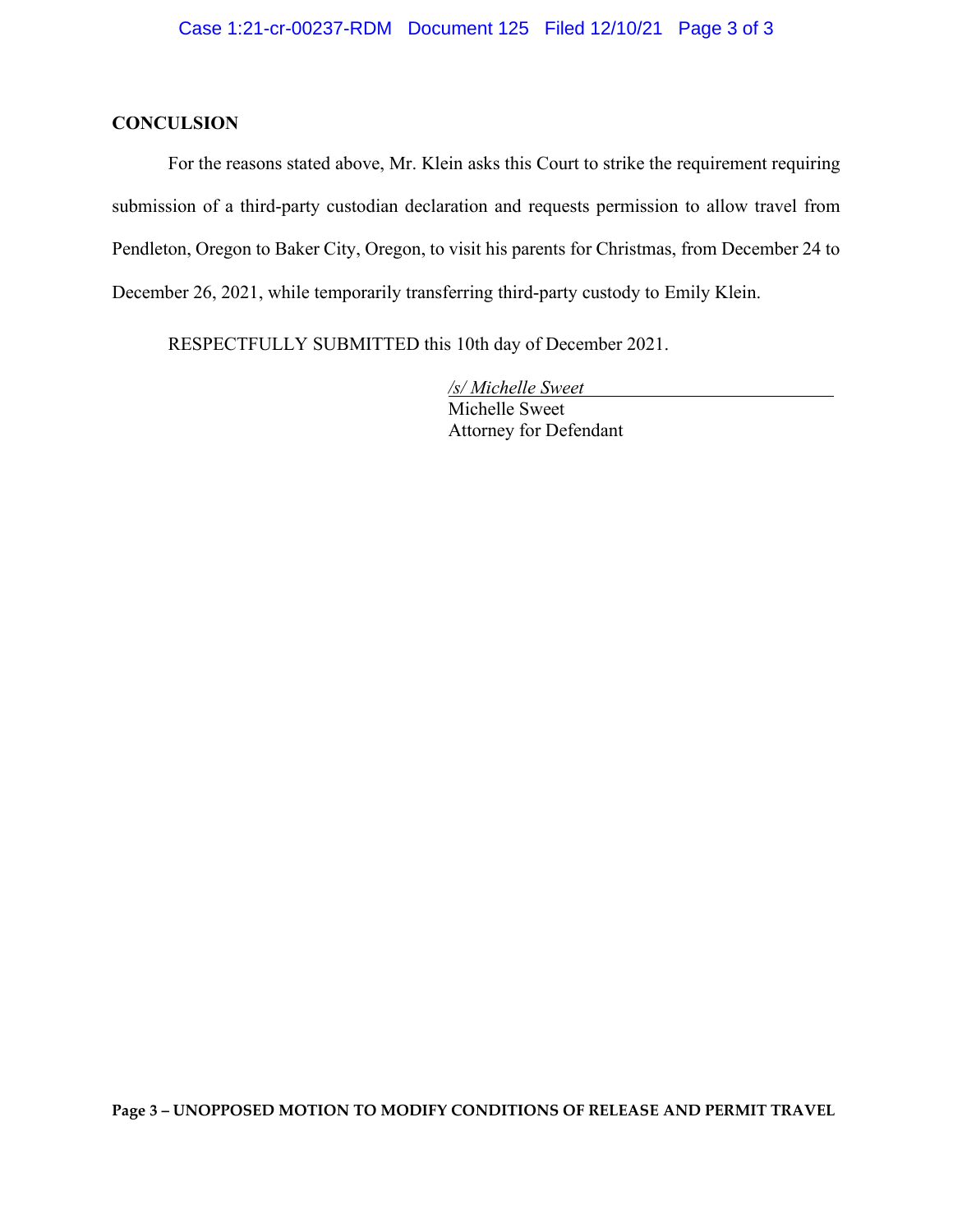**CONCULSION**

For the reasons stated above, Mr. Klein asks this Court to strike the requirement requiring submission of a third-party custodian declaration and requests permission to allow travel from Pendleton, Oregon to Baker City, Oregon, to visit his parents for Christmas, from December 24 to December 26, 2021, while temporarily transferring third-party custody to Emily Klein.

RESPECTFULLY SUBMITTED this 10th day of December 2021.

*/s/ Michelle Sweet*
Michelle Sweet
Attorney for Defendant